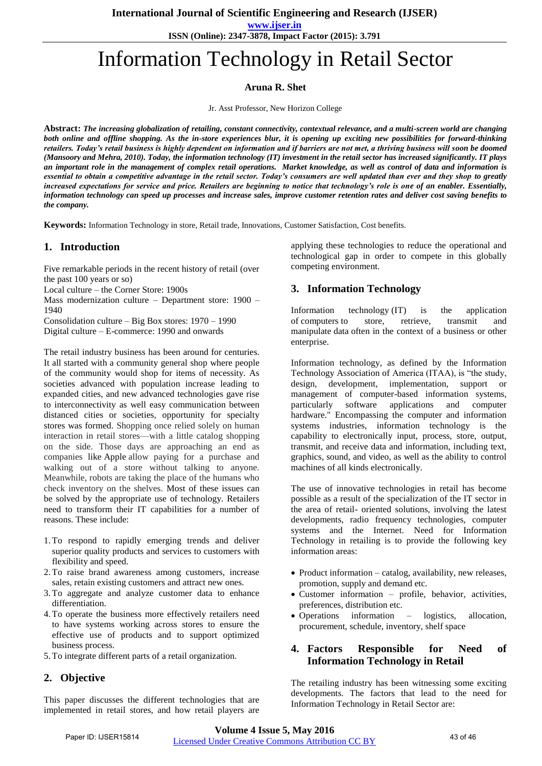# Information Technology in Retail Sector

**Aruna R. Shet**

Jr. Asst Professor, New Horizon College

**Abstract:** ***The increasing globalization of retailing, constant connectivity, contextual relevance, and a multi-screen world are changing both online and offline shopping. As the in-store experiences blur, it is opening up exciting new possibilities for forward-thinking retailers. Today's retail business is highly dependent on information and if barriers are not met, a thriving business will soon be doomed (Mansoory and Mehra, 2010). Today, the information technology (IT) investment in the retail sector has increased significantly. IT plays an important role in the management of complex retail operations. Market knowledge, as well as control of data and information is essential to obtain a competitive advantage in the retail sector. Today's consumers are well updated than ever and they shop to greatly increased expectations for service and price. Retailers are beginning to notice that technology's role is one of an enabler. Essentially, information technology can speed up processes and increase sales, improve customer retention rates and deliver cost saving benefits to the company.***

**Keywords:** Information Technology in store, Retail trade, Innovations, Customer Satisfaction, Cost benefits.

## 1. Introduction

Five remarkable periods in the recent history of retail (over the past 100 years or so)
Local culture – the Corner Store: 1900s
Mass modernization culture – Department store: 1900 – 1940
Consolidation culture – Big Box stores: 1970 – 1990
Digital culture – E-commerce: 1990 and onwards

The retail industry business has been around for centuries. It all started with a community general shop where people of the community would shop for items of necessity. As societies advanced with population increase leading to expanded cities, and new advanced technologies gave rise to interconnectivity as well easy communication between distanced cities or societies, opportunity for specialty stores was formed. Shopping once relied solely on human interaction in retail stores—with a little catalog shopping on the side. Those days are approaching an end as companies like Apple allow paying for a purchase and walking out of a store without talking to anyone. Meanwhile, robots are taking the place of the humans who check inventory on the shelves. Most of these issues can be solved by the appropriate use of technology. Retailers need to transform their IT capabilities for a number of reasons. These include:

1. To respond to rapidly emerging trends and deliver superior quality products and services to customers with flexibility and speed.
2. To raise brand awareness among customers, increase sales, retain existing customers and attract new ones.
3. To aggregate and analyze customer data to enhance differentiation.
4. To operate the business more effectively retailers need to have systems working across stores to ensure the effective use of products and to support optimized business process.
5. To integrate different parts of a retail organization.

## 2. Objective

This paper discusses the different technologies that are implemented in retail stores, and how retail players are applying these technologies to reduce the operational and technological gap in order to compete in this globally competing environment.

## 3. Information Technology

Information technology (IT) is the application of computers to store, retrieve, transmit and manipulate data often in the context of a business or other enterprise.

Information technology, as defined by the Information Technology Association of America (ITAA), is "the study, design, development, implementation, support or management of computer-based information systems, particularly software applications and computer hardware." Encompassing the computer and information systems industries, information technology is the capability to electronically input, process, store, output, transmit, and receive data and information, including text, graphics, sound, and video, as well as the ability to control machines of all kinds electronically.

The use of innovative technologies in retail has become possible as a result of the specialization of the IT sector in the area of retail- oriented solutions, involving the latest developments, radio frequency technologies, computer systems and the Internet. Need for Information Technology in retailing is to provide the following key information areas:

- Product information – catalog, availability, new releases, promotion, supply and demand etc.
- Customer information – profile, behavior, activities, preferences, distribution etc.
- Operations information – logistics, allocation, procurement, schedule, inventory, shelf space

## 4. Factors Responsible for Need of Information Technology in Retail

The retailing industry has been witnessing some exciting developments. The factors that lead to the need for Information Technology in Retail Sector are: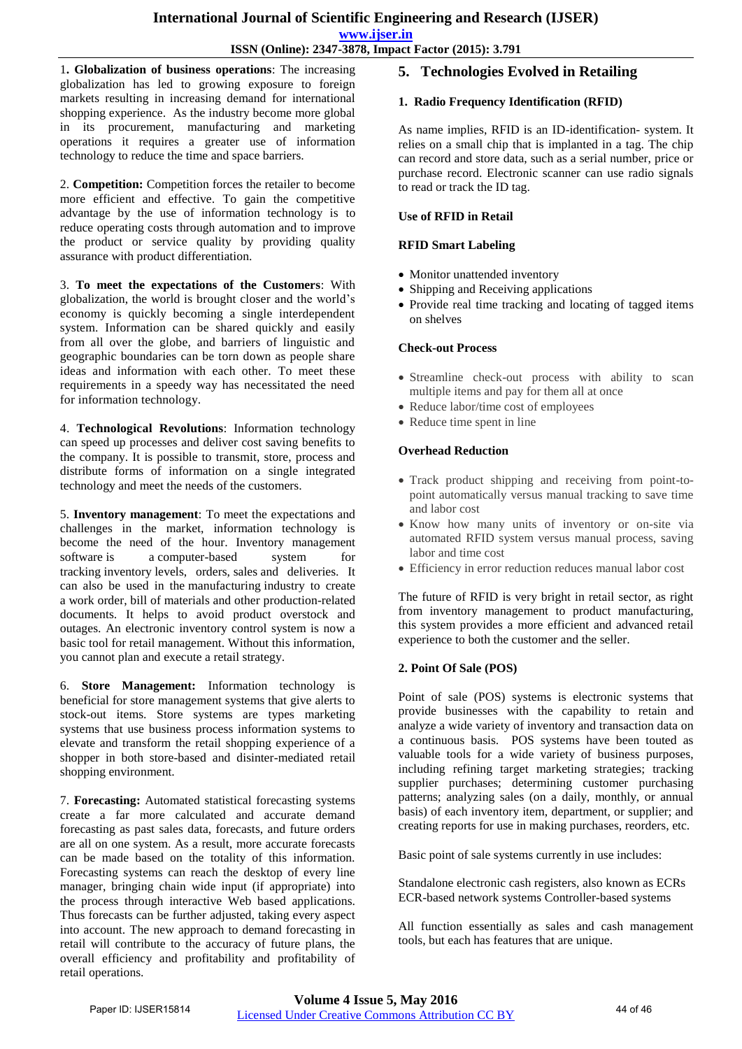1**. Globalization of business operations**: The increasing globalization has led to growing exposure to foreign markets resulting in increasing demand for international shopping experience. As the industry become more global in its procurement, manufacturing and marketing operations it requires a greater use of information technology to reduce the time and space barriers.

2. **Competition:** Competition forces the retailer to become more efficient and effective. To gain the competitive advantage by the use of information technology is to reduce operating costs through automation and to improve the product or service quality by providing quality assurance with product differentiation.

3. **To meet the expectations of the Customers**: With globalization, the world is brought closer and the world's economy is quickly becoming a single interdependent system. Information can be shared quickly and easily from all over the globe, and barriers of linguistic and geographic boundaries can be torn down as people share ideas and information with each other. To meet these requirements in a speedy way has necessitated the need for information technology.

4. **Technological Revolutions**: Information technology can speed up processes and deliver cost saving benefits to the company. It is possible to transmit, store, process and distribute forms of information on a single integrated technology and meet the needs of the customers.

5. **Inventory management**: To meet the expectations and challenges in the market, information technology is become the need of the hour. Inventory management software is a computer-based system for tracking inventory levels, orders, sales and deliveries. It can also be used in the manufacturing industry to create a work order, bill of materials and other production-related documents. It helps to avoid product overstock and outages. An electronic inventory control system is now a basic tool for retail management. Without this information, you cannot plan and execute a retail strategy.

6. **Store Management:** Information technology is beneficial for store management systems that give alerts to stock-out items. Store systems are types marketing systems that use business process information systems to elevate and transform the retail shopping experience of a shopper in both store-based and disinter-mediated retail shopping environment.

7. **Forecasting:** Automated statistical forecasting systems create a far more calculated and accurate demand forecasting as past sales data, forecasts, and future orders are all on one system. As a result, more accurate forecasts can be made based on the totality of this information. Forecasting systems can reach the desktop of every line manager, bringing chain wide input (if appropriate) into the process through interactive Web based applications. Thus forecasts can be further adjusted, taking every aspect into account. The new approach to demand forecasting in retail will contribute to the accuracy of future plans, the overall efficiency and profitability and profitability of retail operations.

## 5. Technologies Evolved in Retailing

### 1. Radio Frequency Identification (RFID)

As name implies, RFID is an ID-identification- system. It relies on a small chip that is implanted in a tag. The chip can record and store data, such as a serial number, price or purchase record. Electronic scanner can use radio signals to read or track the ID tag.

**Use of RFID in Retail**

**RFID Smart Labeling**

- Monitor unattended inventory
- Shipping and Receiving applications
- Provide real time tracking and locating of tagged items on shelves

**Check-out Process**

- Streamline check-out process with ability to scan multiple items and pay for them all at once
- Reduce labor/time cost of employees
- Reduce time spent in line

**Overhead Reduction**

- Track product shipping and receiving from point-to-point automatically versus manual tracking to save time and labor cost
- Know how many units of inventory or on-site via automated RFID system versus manual process, saving labor and time cost
- Efficiency in error reduction reduces manual labor cost

The future of RFID is very bright in retail sector, as right from inventory management to product manufacturing, this system provides a more efficient and advanced retail experience to both the customer and the seller.

### 2. Point Of Sale (POS)

Point of sale (POS) systems is electronic systems that provide businesses with the capability to retain and analyze a wide variety of inventory and transaction data on a continuous basis. POS systems have been touted as valuable tools for a wide variety of business purposes, including refining target marketing strategies; tracking supplier purchases; determining customer purchasing patterns; analyzing sales (on a daily, monthly, or annual basis) of each inventory item, department, or supplier; and creating reports for use in making purchases, reorders, etc.

Basic point of sale systems currently in use includes:

Standalone electronic cash registers, also known as ECRs
ECR-based network systems Controller-based systems

All function essentially as sales and cash management tools, but each has features that are unique.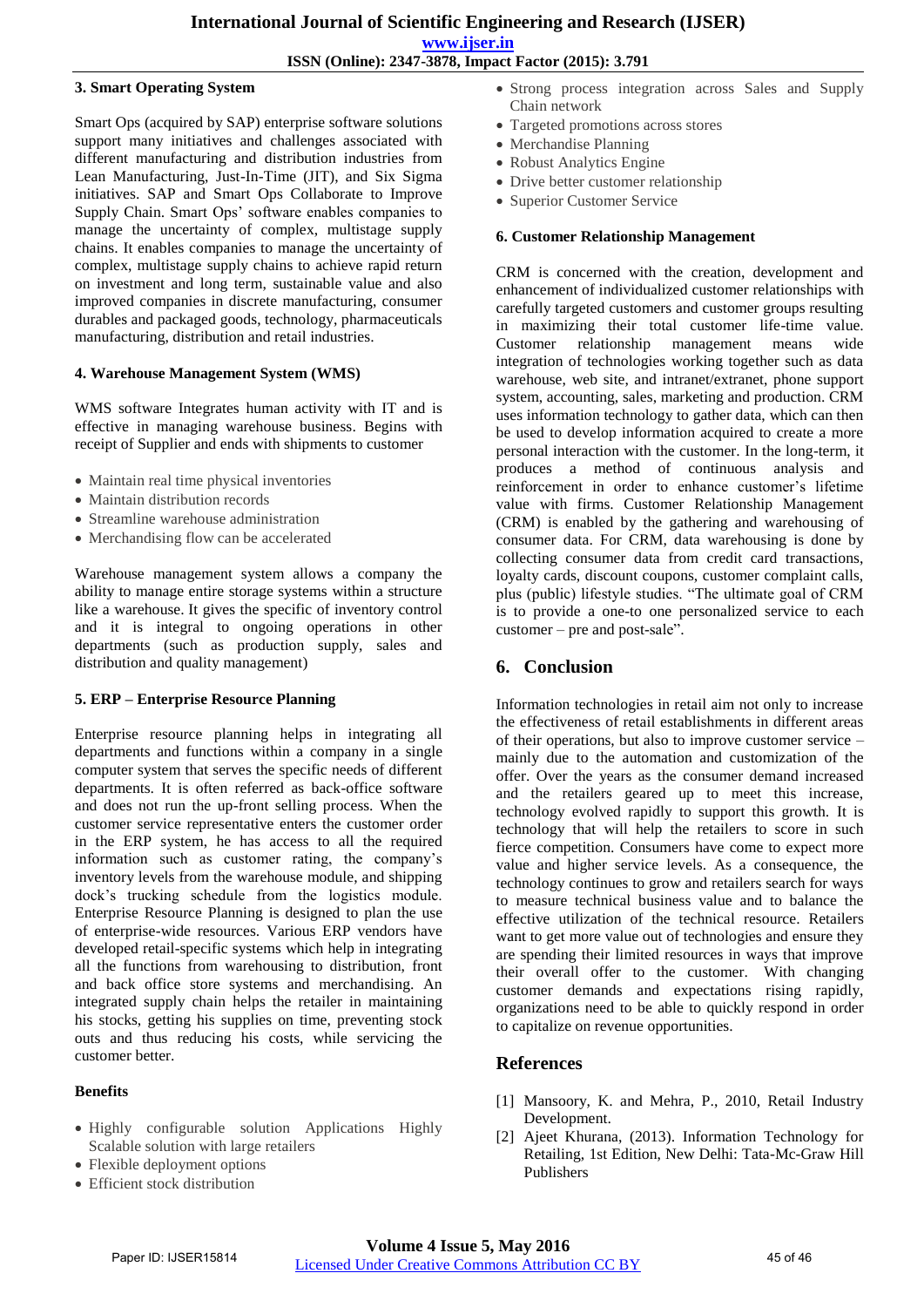### 3. Smart Operating System

Smart Ops (acquired by SAP) enterprise software solutions support many initiatives and challenges associated with different manufacturing and distribution industries from Lean Manufacturing, Just-In-Time (JIT), and Six Sigma initiatives. SAP and Smart Ops Collaborate to Improve Supply Chain. Smart Ops' software enables companies to manage the uncertainty of complex, multistage supply chains. It enables companies to manage the uncertainty of complex, multistage supply chains to achieve rapid return on investment and long term, sustainable value and also improved companies in discrete manufacturing, consumer durables and packaged goods, technology, pharmaceuticals manufacturing, distribution and retail industries.

### 4. Warehouse Management System (WMS)

WMS software Integrates human activity with IT and is effective in managing warehouse business. Begins with receipt of Supplier and ends with shipments to customer

- Maintain real time physical inventories
- Maintain distribution records
- Streamline warehouse administration
- Merchandising flow can be accelerated

Warehouse management system allows a company the ability to manage entire storage systems within a structure like a warehouse. It gives the specific of inventory control and it is integral to ongoing operations in other departments (such as production supply, sales and distribution and quality management)

### 5. ERP – Enterprise Resource Planning

Enterprise resource planning helps in integrating all departments and functions within a company in a single computer system that serves the specific needs of different departments. It is often referred as back-office software and does not run the up-front selling process. When the customer service representative enters the customer order in the ERP system, he has access to all the required information such as customer rating, the company's inventory levels from the warehouse module, and shipping dock's trucking schedule from the logistics module. Enterprise Resource Planning is designed to plan the use of enterprise-wide resources. Various ERP vendors have developed retail-specific systems which help in integrating all the functions from warehousing to distribution, front and back office store systems and merchandising. An integrated supply chain helps the retailer in maintaining his stocks, getting his supplies on time, preventing stock outs and thus reducing his costs, while servicing the customer better.

#### Benefits

- Highly configurable solution Applications Highly Scalable solution with large retailers
- Flexible deployment options
- Efficient stock distribution
- Strong process integration across Sales and Supply Chain network
- Targeted promotions across stores
- Merchandise Planning
- Robust Analytics Engine
- Drive better customer relationship
- Superior Customer Service

### 6. Customer Relationship Management

CRM is concerned with the creation, development and enhancement of individualized customer relationships with carefully targeted customers and customer groups resulting in maximizing their total customer life-time value. Customer relationship management means wide integration of technologies working together such as data warehouse, web site, and intranet/extranet, phone support system, accounting, sales, marketing and production. CRM uses information technology to gather data, which can then be used to develop information acquired to create a more personal interaction with the customer. In the long-term, it produces a method of continuous analysis and reinforcement in order to enhance customer's lifetime value with firms. Customer Relationship Management (CRM) is enabled by the gathering and warehousing of consumer data. For CRM, data warehousing is done by collecting consumer data from credit card transactions, loyalty cards, discount coupons, customer complaint calls, plus (public) lifestyle studies. "The ultimate goal of CRM is to provide a one-to one personalized service to each customer – pre and post-sale".

## 6. Conclusion

Information technologies in retail aim not only to increase the effectiveness of retail establishments in different areas of their operations, but also to improve customer service – mainly due to the automation and customization of the offer. Over the years as the consumer demand increased and the retailers geared up to meet this increase, technology evolved rapidly to support this growth. It is technology that will help the retailers to score in such fierce competition. Consumers have come to expect more value and higher service levels. As a consequence, the technology continues to grow and retailers search for ways to measure technical business value and to balance the effective utilization of the technical resource. Retailers want to get more value out of technologies and ensure they are spending their limited resources in ways that improve their overall offer to the customer. With changing customer demands and expectations rising rapidly, organizations need to be able to quickly respond in order to capitalize on revenue opportunities.

## References

[1] Mansoory, K. and Mehra, P., 2010, Retail Industry Development.

[2] Ajeet Khurana, (2013). Information Technology for Retailing, 1st Edition, New Delhi: Tata-Mc-Graw Hill Publishers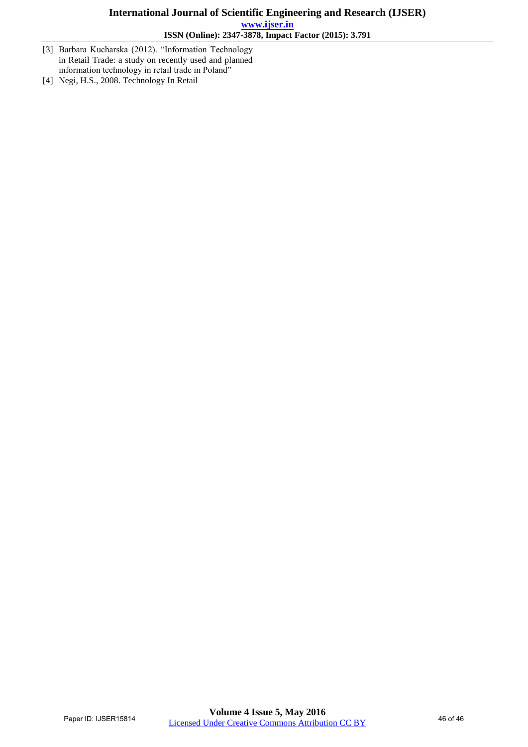[3] Barbara Kucharska (2012). "Information Technology in Retail Trade: a study on recently used and planned information technology in retail trade in Poland"

[4] Negi, H.S., 2008. Technology In Retail